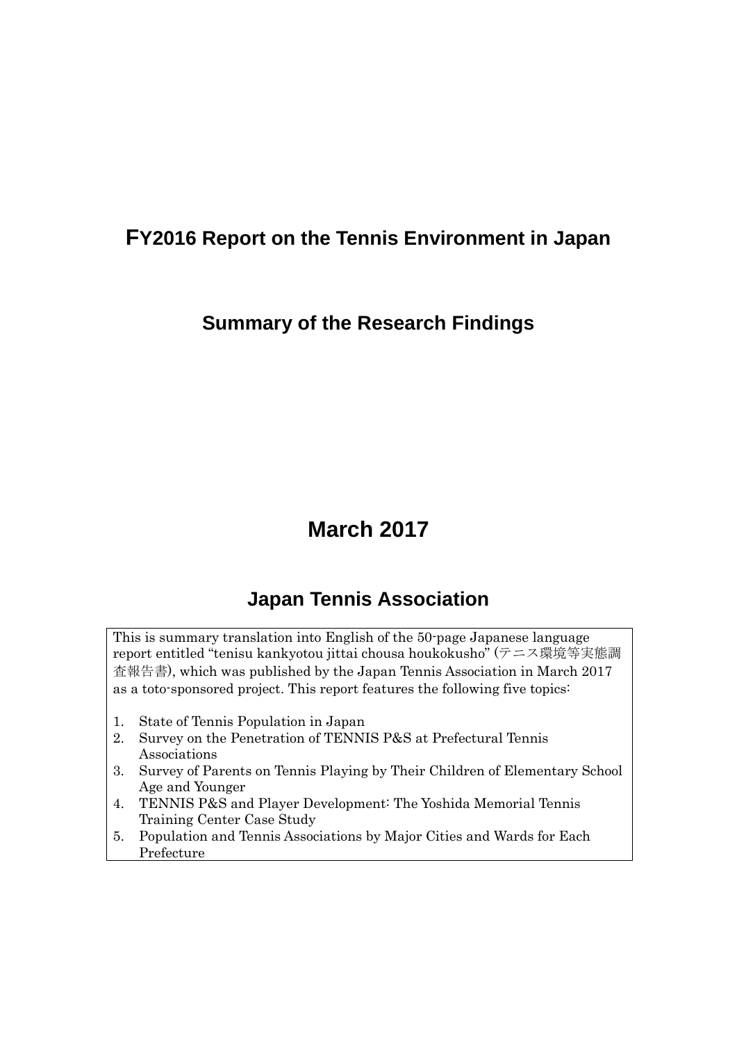# FY2016 Report on the Tennis Environment in Japan

## Summary of the Research Findings

## March 2017

## Japan Tennis Association

This is summary translation into English of the 50-page Japanese language report entitled "tenisu kankyotou jittai chousa houkokusho" (テニス環境等実態調査報告書), which was published by the Japan Tennis Association in March 2017 as a toto-sponsored project. This report features the following five topics:

1. State of Tennis Population in Japan
2. Survey on the Penetration of TENNIS P&S at Prefectural Tennis Associations
3. Survey of Parents on Tennis Playing by Their Children of Elementary School Age and Younger
4. TENNIS P&S and Player Development: The Yoshida Memorial Tennis Training Center Case Study
5. Population and Tennis Associations by Major Cities and Wards for Each Prefecture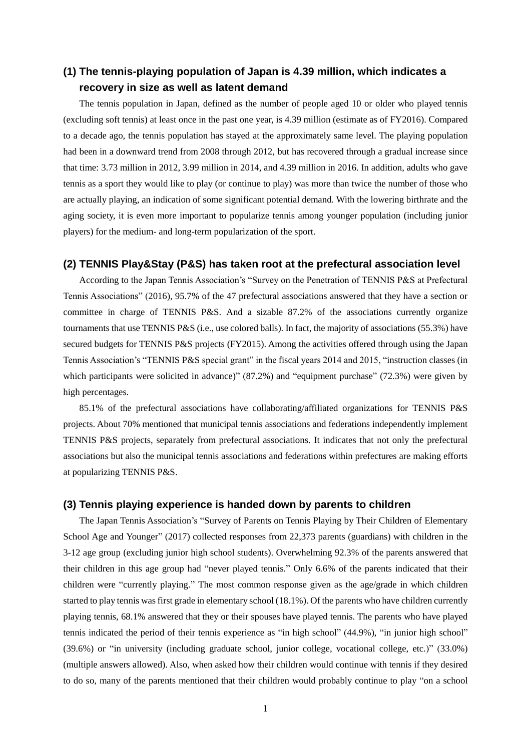## (1) The tennis-playing population of Japan is 4.39 million, which indicates a recovery in size as well as latent demand

The tennis population in Japan, defined as the number of people aged 10 or older who played tennis (excluding soft tennis) at least once in the past one year, is 4.39 million (estimate as of FY2016). Compared to a decade ago, the tennis population has stayed at the approximately same level. The playing population had been in a downward trend from 2008 through 2012, but has recovered through a gradual increase since that time: 3.73 million in 2012, 3.99 million in 2014, and 4.39 million in 2016. In addition, adults who gave tennis as a sport they would like to play (or continue to play) was more than twice the number of those who are actually playing, an indication of some significant potential demand. With the lowering birthrate and the aging society, it is even more important to popularize tennis among younger population (including junior players) for the medium- and long-term popularization of the sport.

## (2) TENNIS Play&Stay (P&S) has taken root at the prefectural association level

According to the Japan Tennis Association's "Survey on the Penetration of TENNIS P&S at Prefectural Tennis Associations" (2016), 95.7% of the 47 prefectural associations answered that they have a section or committee in charge of TENNIS P&S. And a sizable 87.2% of the associations currently organize tournaments that use TENNIS P&S (i.e., use colored balls). In fact, the majority of associations (55.3%) have secured budgets for TENNIS P&S projects (FY2015). Among the activities offered through using the Japan Tennis Association's "TENNIS P&S special grant" in the fiscal years 2014 and 2015, "instruction classes (in which participants were solicited in advance)" (87.2%) and "equipment purchase" (72.3%) were given by high percentages.

85.1% of the prefectural associations have collaborating/affiliated organizations for TENNIS P&S projects. About 70% mentioned that municipal tennis associations and federations independently implement TENNIS P&S projects, separately from prefectural associations. It indicates that not only the prefectural associations but also the municipal tennis associations and federations within prefectures are making efforts at popularizing TENNIS P&S.

## (3) Tennis playing experience is handed down by parents to children

The Japan Tennis Association's "Survey of Parents on Tennis Playing by Their Children of Elementary School Age and Younger" (2017) collected responses from 22,373 parents (guardians) with children in the 3-12 age group (excluding junior high school students). Overwhelming 92.3% of the parents answered that their children in this age group had "never played tennis." Only 6.6% of the parents indicated that their children were "currently playing." The most common response given as the age/grade in which children started to play tennis was first grade in elementary school (18.1%). Of the parents who have children currently playing tennis, 68.1% answered that they or their spouses have played tennis. The parents who have played tennis indicated the period of their tennis experience as "in high school" (44.9%), "in junior high school" (39.6%) or "in university (including graduate school, junior college, vocational college, etc.)" (33.0%) (multiple answers allowed). Also, when asked how their children would continue with tennis if they desired to do so, many of the parents mentioned that their children would probably continue to play "on a school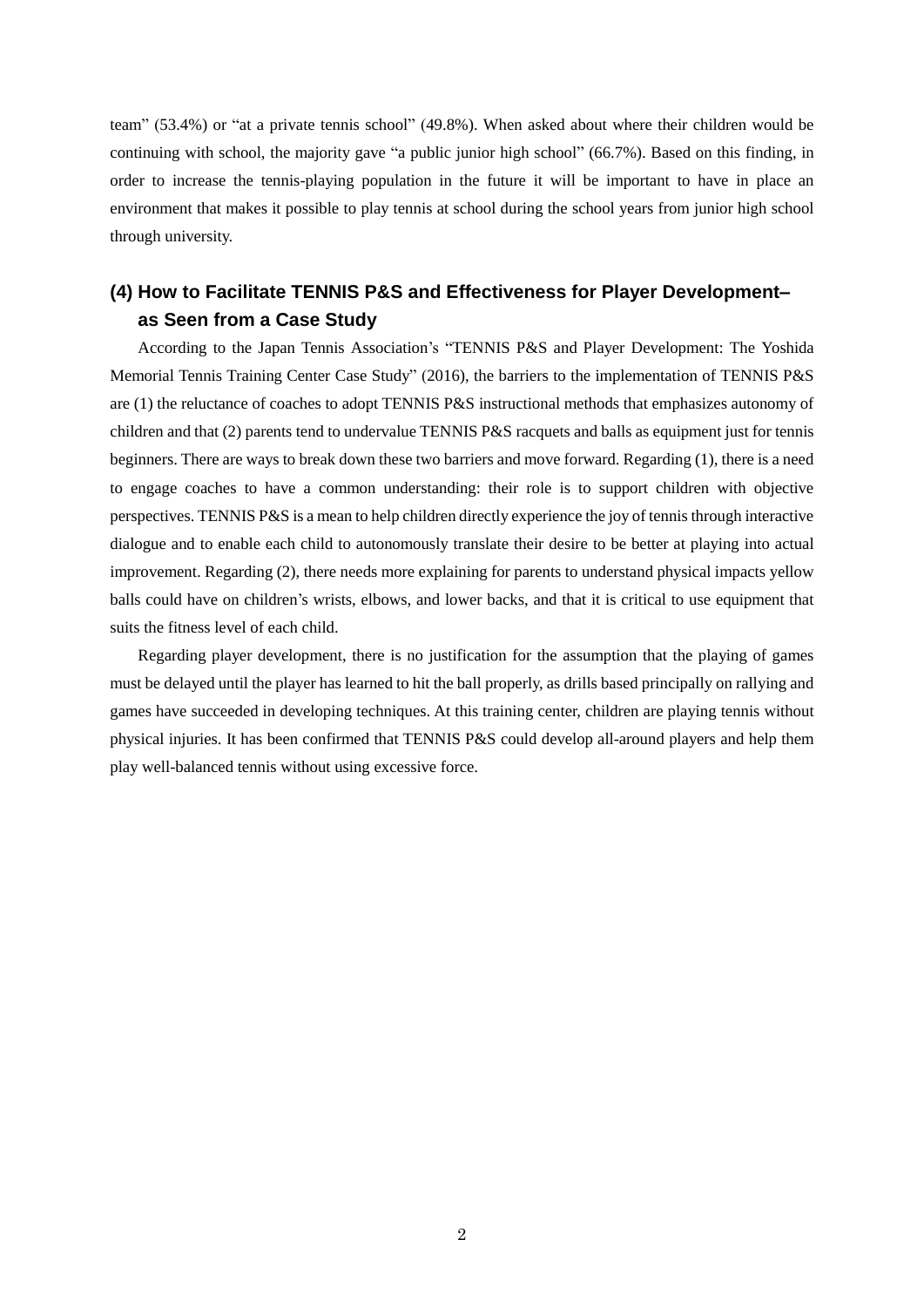team" (53.4%) or "at a private tennis school" (49.8%). When asked about where their children would be continuing with school, the majority gave "a public junior high school" (66.7%). Based on this finding, in order to increase the tennis-playing population in the future it will be important to have in place an environment that makes it possible to play tennis at school during the school years from junior high school through university.

## (4) How to Facilitate TENNIS P&S and Effectiveness for Player Development– as Seen from a Case Study

According to the Japan Tennis Association's "TENNIS P&S and Player Development: The Yoshida Memorial Tennis Training Center Case Study" (2016), the barriers to the implementation of TENNIS P&S are (1) the reluctance of coaches to adopt TENNIS P&S instructional methods that emphasizes autonomy of children and that (2) parents tend to undervalue TENNIS P&S racquets and balls as equipment just for tennis beginners. There are ways to break down these two barriers and move forward. Regarding (1), there is a need to engage coaches to have a common understanding: their role is to support children with objective perspectives. TENNIS P&S is a mean to help children directly experience the joy of tennis through interactive dialogue and to enable each child to autonomously translate their desire to be better at playing into actual improvement. Regarding (2), there needs more explaining for parents to understand physical impacts yellow balls could have on children's wrists, elbows, and lower backs, and that it is critical to use equipment that suits the fitness level of each child.

Regarding player development, there is no justification for the assumption that the playing of games must be delayed until the player has learned to hit the ball properly, as drills based principally on rallying and games have succeeded in developing techniques. At this training center, children are playing tennis without physical injuries. It has been confirmed that TENNIS P&S could develop all-around players and help them play well-balanced tennis without using excessive force.